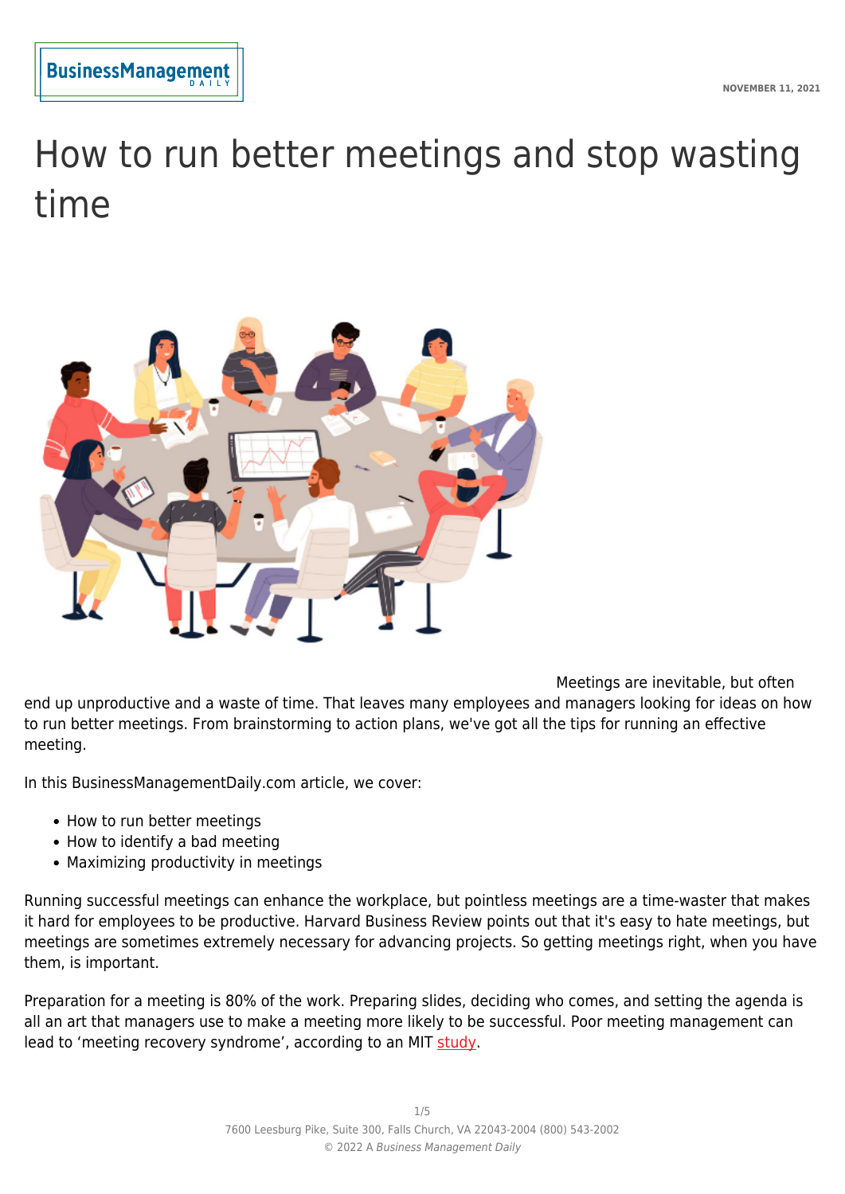# How to run better meetings and stop wasting time

Meetings are inevitable, but often end up unproductive and a waste of time. That leaves many employees and managers looking for ideas on how to run better meetings. From brainstorming to action plans, we've got all the tips for running an effective meeting.

In this BusinessManagementDaily.com article, we cover:

- How to run better meetings
- How to identify a bad meeting
- Maximizing productivity in meetings

Running successful meetings can enhance the workplace, but pointless meetings are a time-waster that makes it hard for employees to be productive. Harvard Business Review points out that it's easy to hate meetings, but meetings are sometimes extremely necessary for advancing projects. So getting meetings right, when you have them, is important.

Preparation for a meeting is 80% of the work. Preparing slides, deciding who comes, and setting the agenda is all an art that managers use to make a meeting more likely to be successful. Poor meeting management can lead to 'meeting recovery syndrome', according to an MIT study.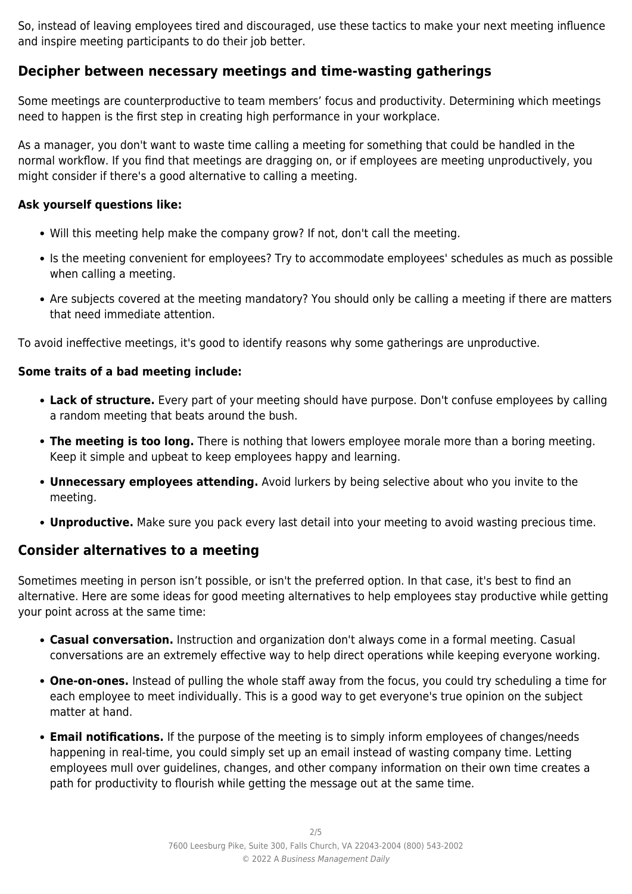So, instead of leaving employees tired and discouraged, use these tactics to make your next meeting influence and inspire meeting participants to do their job better.

## Decipher between necessary meetings and time-wasting gatherings

Some meetings are counterproductive to team members' focus and productivity. Determining which meetings need to happen is the first step in creating high performance in your workplace.

As a manager, you don't want to waste time calling a meeting for something that could be handled in the normal workflow. If you find that meetings are dragging on, or if employees are meeting unproductively, you might consider if there's a good alternative to calling a meeting.

**Ask yourself questions like:**

- Will this meeting help make the company grow? If not, don't call the meeting.
- Is the meeting convenient for employees? Try to accommodate employees' schedules as much as possible when calling a meeting.
- Are subjects covered at the meeting mandatory? You should only be calling a meeting if there are matters that need immediate attention.

To avoid ineffective meetings, it's good to identify reasons why some gatherings are unproductive.

**Some traits of a bad meeting include:**

- **Lack of structure.** Every part of your meeting should have purpose. Don't confuse employees by calling a random meeting that beats around the bush.
- **The meeting is too long.** There is nothing that lowers employee morale more than a boring meeting. Keep it simple and upbeat to keep employees happy and learning.
- **Unnecessary employees attending.** Avoid lurkers by being selective about who you invite to the meeting.
- **Unproductive.** Make sure you pack every last detail into your meeting to avoid wasting precious time.

## Consider alternatives to a meeting

Sometimes meeting in person isn't possible, or isn't the preferred option. In that case, it's best to find an alternative. Here are some ideas for good meeting alternatives to help employees stay productive while getting your point across at the same time:

- **Casual conversation.** Instruction and organization don't always come in a formal meeting. Casual conversations are an extremely effective way to help direct operations while keeping everyone working.
- **One-on-ones.** Instead of pulling the whole staff away from the focus, you could try scheduling a time for each employee to meet individually. This is a good way to get everyone's true opinion on the subject matter at hand.
- **Email notifications.** If the purpose of the meeting is to simply inform employees of changes/needs happening in real-time, you could simply set up an email instead of wasting company time. Letting employees mull over guidelines, changes, and other company information on their own time creates a path for productivity to flourish while getting the message out at the same time.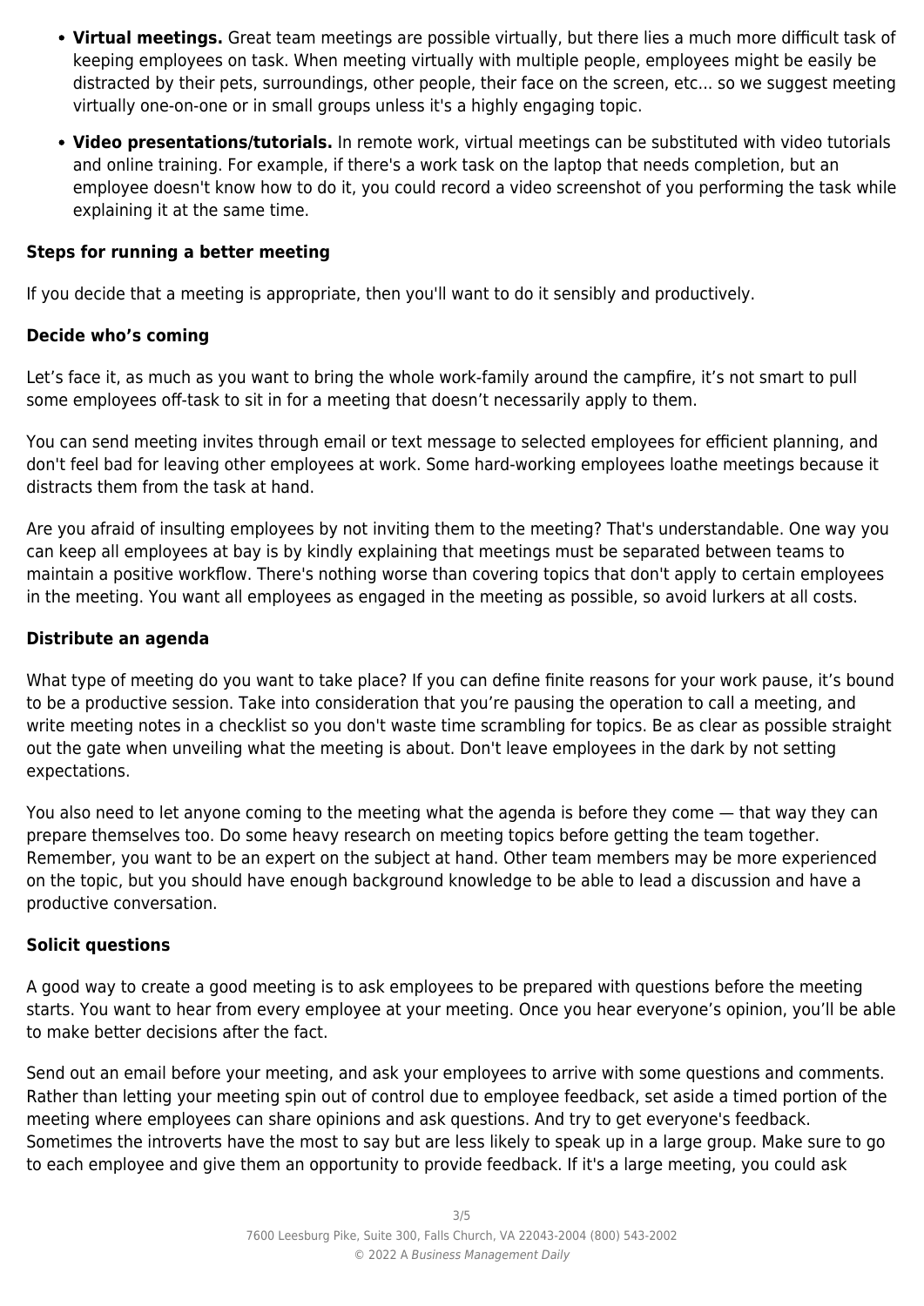- **Virtual meetings.** Great team meetings are possible virtually, but there lies a much more difficult task of keeping employees on task. When meeting virtually with multiple people, employees might be easily be distracted by their pets, surroundings, other people, their face on the screen, etc... so we suggest meeting virtually one-on-one or in small groups unless it's a highly engaging topic.
- **Video presentations/tutorials.** In remote work, virtual meetings can be substituted with video tutorials and online training. For example, if there's a work task on the laptop that needs completion, but an employee doesn't know how to do it, you could record a video screenshot of you performing the task while explaining it at the same time.

### Steps for running a better meeting

If you decide that a meeting is appropriate, then you'll want to do it sensibly and productively.

### Decide who's coming

Let's face it, as much as you want to bring the whole work-family around the campfire, it's not smart to pull some employees off-task to sit in for a meeting that doesn't necessarily apply to them.

You can send meeting invites through email or text message to selected employees for efficient planning, and don't feel bad for leaving other employees at work. Some hard-working employees loathe meetings because it distracts them from the task at hand.

Are you afraid of insulting employees by not inviting them to the meeting? That's understandable. One way you can keep all employees at bay is by kindly explaining that meetings must be separated between teams to maintain a positive workflow. There's nothing worse than covering topics that don't apply to certain employees in the meeting. You want all employees as engaged in the meeting as possible, so avoid lurkers at all costs.

### Distribute an agenda

What type of meeting do you want to take place? If you can define finite reasons for your work pause, it's bound to be a productive session. Take into consideration that you're pausing the operation to call a meeting, and write meeting notes in a checklist so you don't waste time scrambling for topics. Be as clear as possible straight out the gate when unveiling what the meeting is about. Don't leave employees in the dark by not setting expectations.

You also need to let anyone coming to the meeting what the agenda is before they come — that way they can prepare themselves too. Do some heavy research on meeting topics before getting the team together. Remember, you want to be an expert on the subject at hand. Other team members may be more experienced on the topic, but you should have enough background knowledge to be able to lead a discussion and have a productive conversation.

### Solicit questions

A good way to create a good meeting is to ask employees to be prepared with questions before the meeting starts. You want to hear from every employee at your meeting. Once you hear everyone's opinion, you'll be able to make better decisions after the fact.

Send out an email before your meeting, and ask your employees to arrive with some questions and comments. Rather than letting your meeting spin out of control due to employee feedback, set aside a timed portion of the meeting where employees can share opinions and ask questions. And try to get everyone's feedback. Sometimes the introverts have the most to say but are less likely to speak up in a large group. Make sure to go to each employee and give them an opportunity to provide feedback. If it's a large meeting, you could ask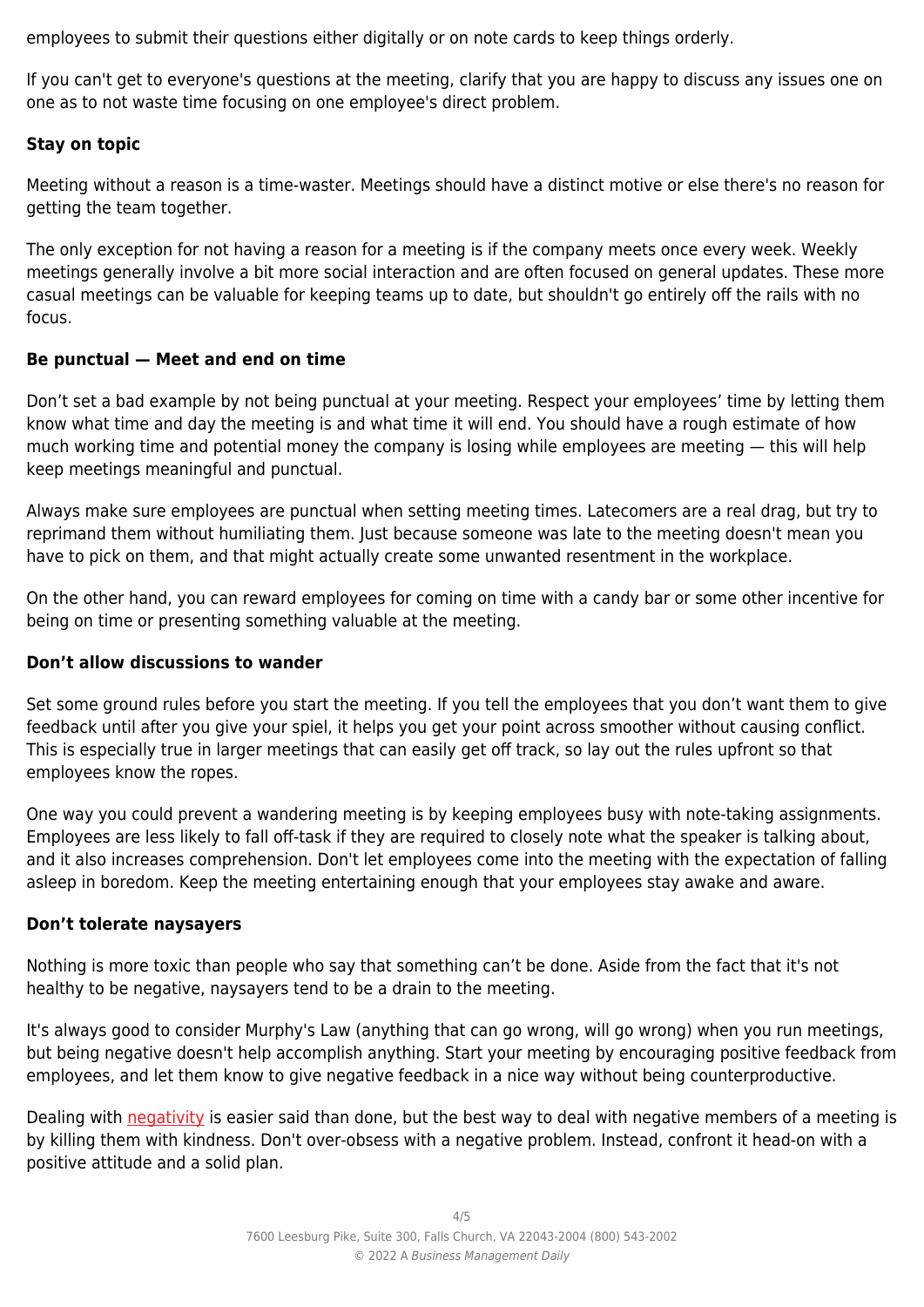employees to submit their questions either digitally or on note cards to keep things orderly.

If you can't get to everyone's questions at the meeting, clarify that you are happy to discuss any issues one on one as to not waste time focusing on one employee's direct problem.

**Stay on topic**

Meeting without a reason is a time-waster. Meetings should have a distinct motive or else there's no reason for getting the team together.

The only exception for not having a reason for a meeting is if the company meets once every week. Weekly meetings generally involve a bit more social interaction and are often focused on general updates. These more casual meetings can be valuable for keeping teams up to date, but shouldn't go entirely off the rails with no focus.

**Be punctual — Meet and end on time**

Don't set a bad example by not being punctual at your meeting. Respect your employees' time by letting them know what time and day the meeting is and what time it will end. You should have a rough estimate of how much working time and potential money the company is losing while employees are meeting — this will help keep meetings meaningful and punctual.

Always make sure employees are punctual when setting meeting times. Latecomers are a real drag, but try to reprimand them without humiliating them. Just because someone was late to the meeting doesn't mean you have to pick on them, and that might actually create some unwanted resentment in the workplace.

On the other hand, you can reward employees for coming on time with a candy bar or some other incentive for being on time or presenting something valuable at the meeting.

**Don't allow discussions to wander**

Set some ground rules before you start the meeting. If you tell the employees that you don't want them to give feedback until after you give your spiel, it helps you get your point across smoother without causing conflict. This is especially true in larger meetings that can easily get off track, so lay out the rules upfront so that employees know the ropes.

One way you could prevent a wandering meeting is by keeping employees busy with note-taking assignments. Employees are less likely to fall off-task if they are required to closely note what the speaker is talking about, and it also increases comprehension. Don't let employees come into the meeting with the expectation of falling asleep in boredom. Keep the meeting entertaining enough that your employees stay awake and aware.

**Don't tolerate naysayers**

Nothing is more toxic than people who say that something can't be done. Aside from the fact that it's not healthy to be negative, naysayers tend to be a drain to the meeting.

It's always good to consider Murphy's Law (anything that can go wrong, will go wrong) when you run meetings, but being negative doesn't help accomplish anything. Start your meeting by encouraging positive feedback from employees, and let them know to give negative feedback in a nice way without being counterproductive.

Dealing with negativity is easier said than done, but the best way to deal with negative members of a meeting is by killing them with kindness. Don't over-obsess with a negative problem. Instead, confront it head-on with a positive attitude and a solid plan.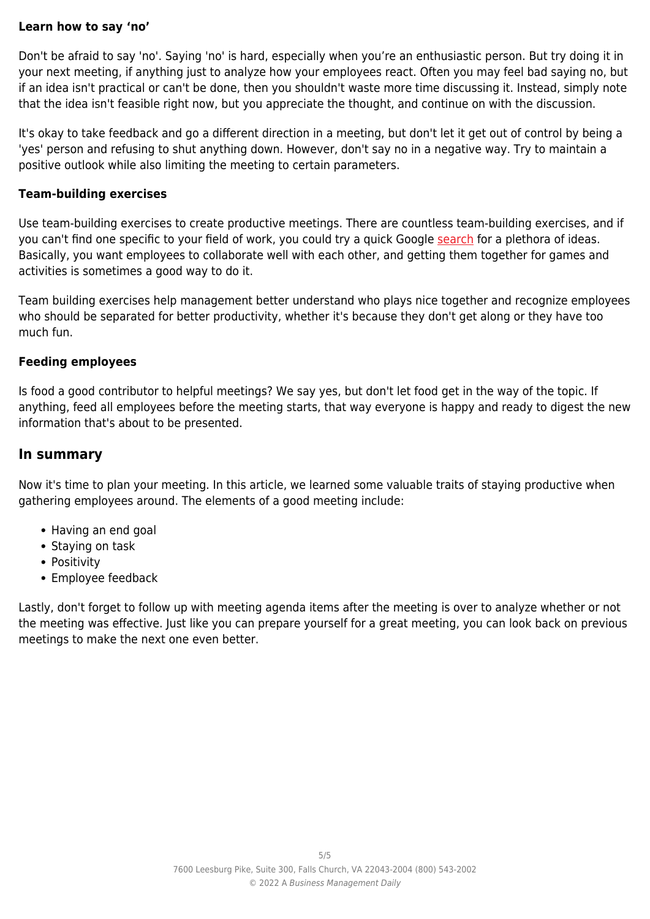**Learn how to say 'no'**

Don't be afraid to say 'no'. Saying 'no' is hard, especially when you're an enthusiastic person. But try doing it in your next meeting, if anything just to analyze how your employees react. Often you may feel bad saying no, but if an idea isn't practical or can't be done, then you shouldn't waste more time discussing it. Instead, simply note that the idea isn't feasible right now, but you appreciate the thought, and continue on with the discussion.

It's okay to take feedback and go a different direction in a meeting, but don't let it get out of control by being a 'yes' person and refusing to shut anything down. However, don't say no in a negative way. Try to maintain a positive outlook while also limiting the meeting to certain parameters.

**Team-building exercises**

Use team-building exercises to create productive meetings. There are countless team-building exercises, and if you can't find one specific to your field of work, you could try a quick Google search for a plethora of ideas. Basically, you want employees to collaborate well with each other, and getting them together for games and activities is sometimes a good way to do it.

Team building exercises help management better understand who plays nice together and recognize employees who should be separated for better productivity, whether it's because they don't get along or they have too much fun.

**Feeding employees**

Is food a good contributor to helpful meetings? We say yes, but don't let food get in the way of the topic. If anything, feed all employees before the meeting starts, that way everyone is happy and ready to digest the new information that's about to be presented.

## In summary

Now it's time to plan your meeting. In this article, we learned some valuable traits of staying productive when gathering employees around. The elements of a good meeting include:

- Having an end goal
- Staying on task
- Positivity
- Employee feedback

Lastly, don't forget to follow up with meeting agenda items after the meeting is over to analyze whether or not the meeting was effective. Just like you can prepare yourself for a great meeting, you can look back on previous meetings to make the next one even better.